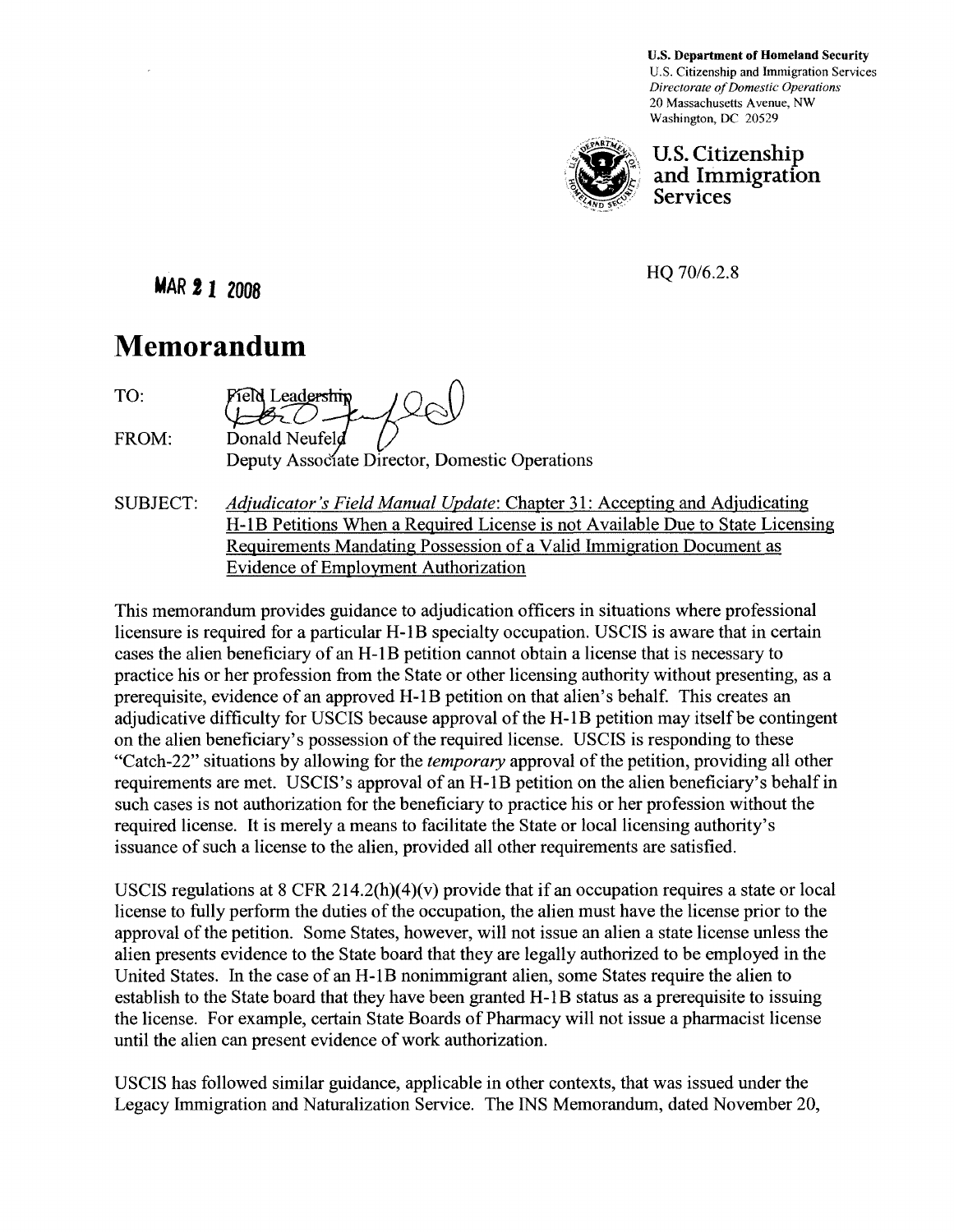**U.S. Department of Homeland Security**
U.S. Citizenship and Immigration Services
*Directorate of Domestic Operations*
20 Massachusetts Avenue, NW
Washington, DC 20529

**U.S. Citizenship and Immigration Services**

HQ 70/6.2.8

**MAR 21 2008**

# Memorandum

TO: Field Leadership

FROM: Donald Neufeld
Deputy Associate Director, Domestic Operations

SUBJECT: *Adjudicator's Field Manual Update*: Chapter 31: Accepting and Adjudicating H-1B Petitions When a Required License is not Available Due to State Licensing Requirements Mandating Possession of a Valid Immigration Document as Evidence of Employment Authorization

This memorandum provides guidance to adjudication officers in situations where professional licensure is required for a particular H-1B specialty occupation. USCIS is aware that in certain cases the alien beneficiary of an H-1B petition cannot obtain a license that is necessary to practice his or her profession from the State or other licensing authority without presenting, as a prerequisite, evidence of an approved H-1B petition on that alien's behalf. This creates an adjudicative difficulty for USCIS because approval of the H-1B petition may itself be contingent on the alien beneficiary's possession of the required license. USCIS is responding to these "Catch-22" situations by allowing for the *temporary* approval of the petition, providing all other requirements are met. USCIS's approval of an H-1B petition on the alien beneficiary's behalf in such cases is not authorization for the beneficiary to practice his or her profession without the required license. It is merely a means to facilitate the State or local licensing authority's issuance of such a license to the alien, provided all other requirements are satisfied.

USCIS regulations at 8 CFR 214.2(h)(4)(v) provide that if an occupation requires a state or local license to fully perform the duties of the occupation, the alien must have the license prior to the approval of the petition. Some States, however, will not issue an alien a state license unless the alien presents evidence to the State board that they are legally authorized to be employed in the United States. In the case of an H-1B nonimmigrant alien, some States require the alien to establish to the State board that they have been granted H-1B status as a prerequisite to issuing the license. For example, certain State Boards of Pharmacy will not issue a pharmacist license until the alien can present evidence of work authorization.

USCIS has followed similar guidance, applicable in other contexts, that was issued under the Legacy Immigration and Naturalization Service. The INS Memorandum, dated November 20,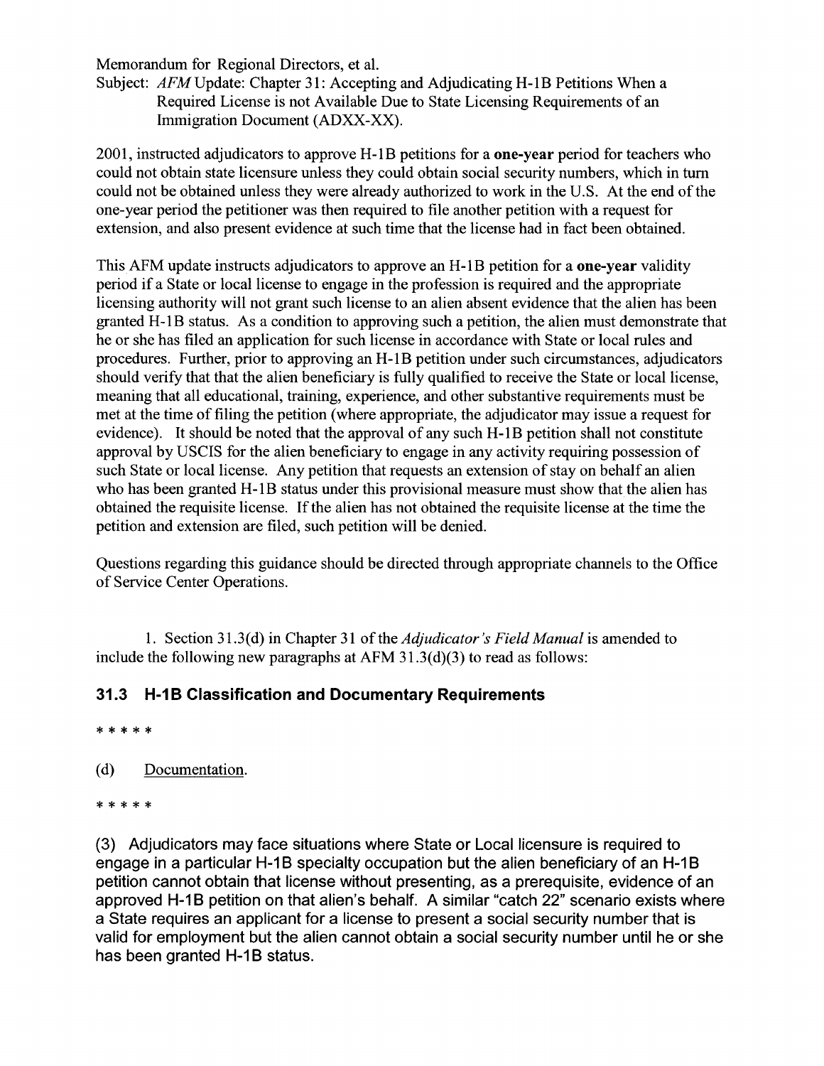Memorandum for Regional Directors, et al.
Subject: *AFM* Update: Chapter 31: Accepting and Adjudicating H-1B Petitions When a Required License is not Available Due to State Licensing Requirements of an Immigration Document (ADXX-XX).

2001, instructed adjudicators to approve H-1B petitions for a **one-year** period for teachers who could not obtain state licensure unless they could obtain social security numbers, which in turn could not be obtained unless they were already authorized to work in the U.S. At the end of the one-year period the petitioner was then required to file another petition with a request for extension, and also present evidence at such time that the license had in fact been obtained.

This AFM update instructs adjudicators to approve an H-1B petition for a **one-year** validity period if a State or local license to engage in the profession is required and the appropriate licensing authority will not grant such license to an alien absent evidence that the alien has been granted H-1B status. As a condition to approving such a petition, the alien must demonstrate that he or she has filed an application for such license in accordance with State or local rules and procedures. Further, prior to approving an H-1B petition under such circumstances, adjudicators should verify that that the alien beneficiary is fully qualified to receive the State or local license, meaning that all educational, training, experience, and other substantive requirements must be met at the time of filing the petition (where appropriate, the adjudicator may issue a request for evidence). It should be noted that the approval of any such H-1B petition shall not constitute approval by USCIS for the alien beneficiary to engage in any activity requiring possession of such State or local license. Any petition that requests an extension of stay on behalf an alien who has been granted H-1B status under this provisional measure must show that the alien has obtained the requisite license. If the alien has not obtained the requisite license at the time the petition and extension are filed, such petition will be denied.

Questions regarding this guidance should be directed through appropriate channels to the Office of Service Center Operations.

1. Section 31.3(d) in Chapter 31 of the *Adjudicator's Field Manual* is amended to include the following new paragraphs at AFM 31.3(d)(3) to read as follows:

## 31.3 H-1B Classification and Documentary Requirements

\* \* \* \* \*

(d) Documentation.

\* \* \* \* \*

(3) Adjudicators may face situations where State or Local licensure is required to engage in a particular H-1B specialty occupation but the alien beneficiary of an H-1B petition cannot obtain that license without presenting, as a prerequisite, evidence of an approved H-1B petition on that alien's behalf. A similar "catch 22" scenario exists where a State requires an applicant for a license to present a social security number that is valid for employment but the alien cannot obtain a social security number until he or she has been granted H-1B status.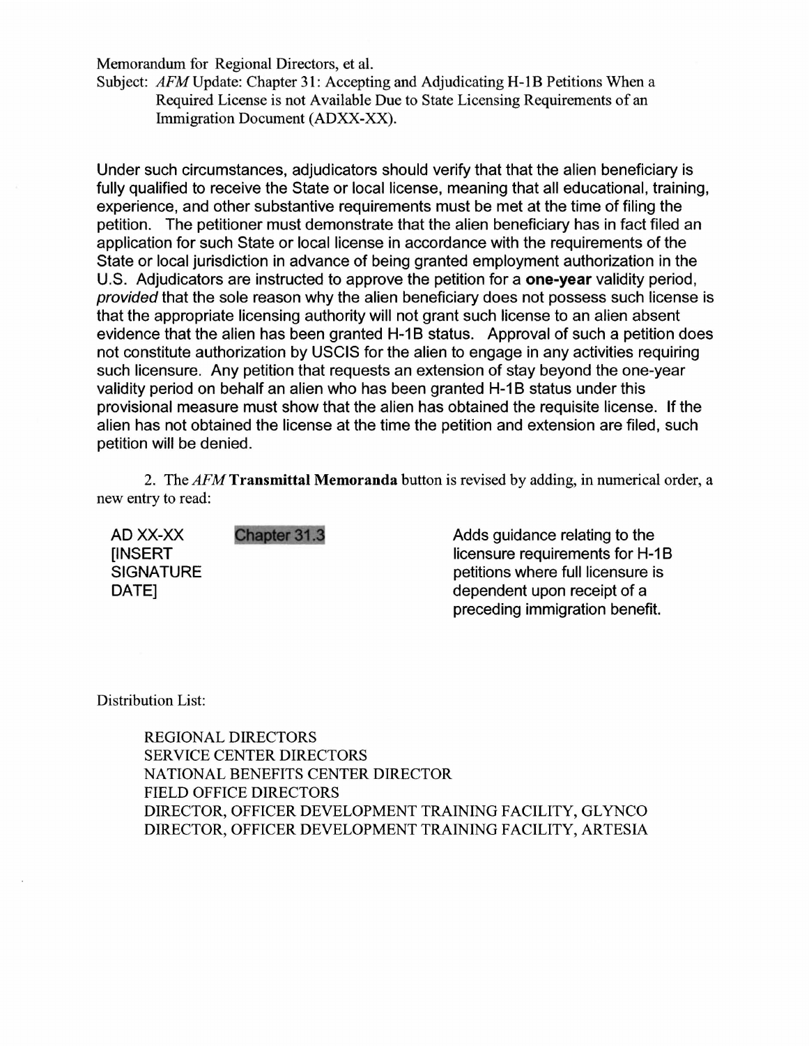Memorandum for Regional Directors, et al.

Subject: *AFM* Update: Chapter 31: Accepting and Adjudicating H-1B Petitions When a Required License is not Available Due to State Licensing Requirements of an Immigration Document (ADXX-XX).

Under such circumstances, adjudicators should verify that that the alien beneficiary is fully qualified to receive the State or local license, meaning that all educational, training, experience, and other substantive requirements must be met at the time of filing the petition. The petitioner must demonstrate that the alien beneficiary has in fact filed an application for such State or local license in accordance with the requirements of the State or local jurisdiction in advance of being granted employment authorization in the U.S. Adjudicators are instructed to approve the petition for a **one-year** validity period, *provided* that the sole reason why the alien beneficiary does not possess such license is that the appropriate licensing authority will not grant such license to an alien absent evidence that the alien has been granted H-1B status. Approval of such a petition does not constitute authorization by USCIS for the alien to engage in any activities requiring such licensure. Any petition that requests an extension of stay beyond the one-year validity period on behalf an alien who has been granted H-1B status under this provisional measure must show that the alien has obtained the requisite license. If the alien has not obtained the license at the time the petition and extension are filed, such petition will be denied.

2. The *AFM* **Transmittal Memoranda** button is revised by adding, in numerical order, a new entry to read:

| | | |
|---|---|---|
| AD XX-XX [INSERT SIGNATURE DATE] | Chapter 31.3 | Adds guidance relating to the licensure requirements for H-1B petitions where full licensure is dependent upon receipt of a preceding immigration benefit. |

Distribution List:

REGIONAL DIRECTORS
SERVICE CENTER DIRECTORS
NATIONAL BENEFITS CENTER DIRECTOR
FIELD OFFICE DIRECTORS
DIRECTOR, OFFICER DEVELOPMENT TRAINING FACILITY, GLYNCO
DIRECTOR, OFFICER DEVELOPMENT TRAINING FACILITY, ARTESIA